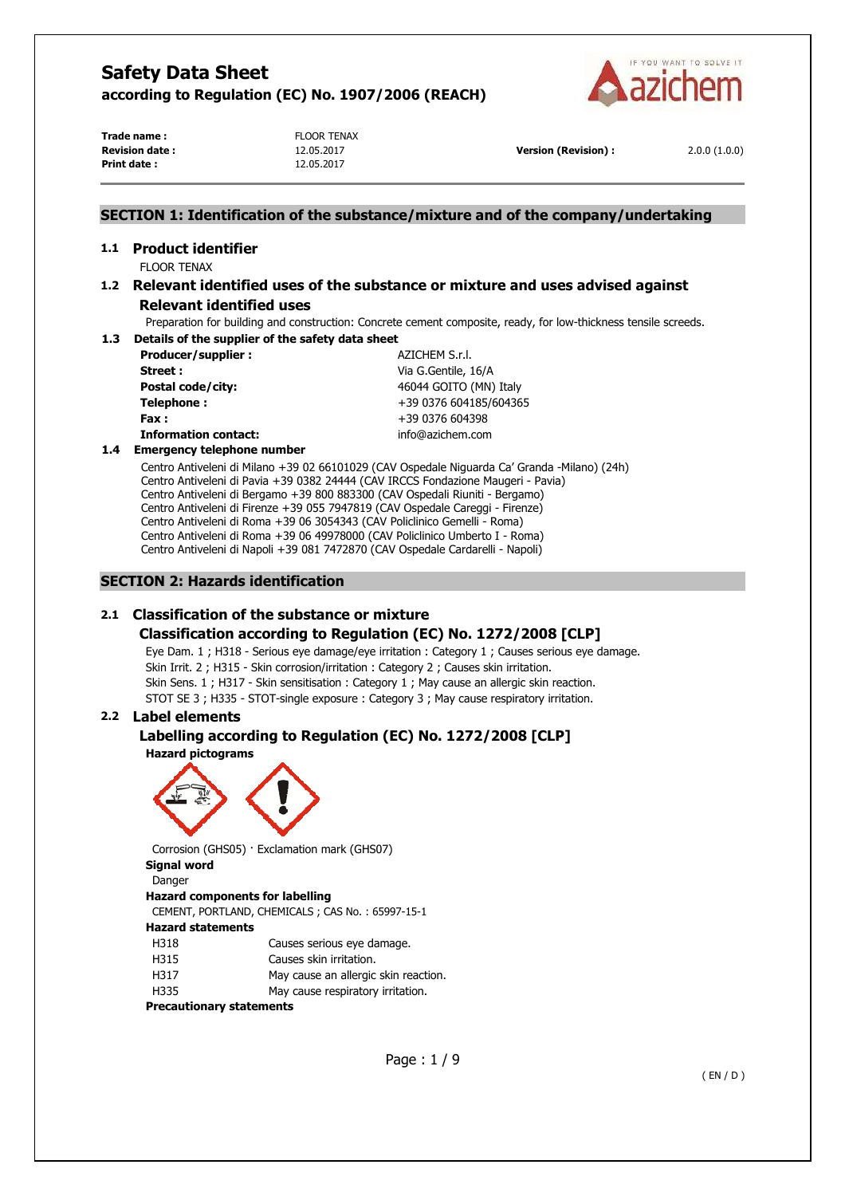# Safety Data Sheet

**according to Regulation (EC) No. 1907/2006 (REACH)**

| | | | |
|---|---|---|---|
| **Trade name :** | FLOOR TENAX | | |
| **Revision date :** | 12.05.2017 | **Version (Revision) :** | 2.0.0 (1.0.0) |
| **Print date :** | 12.05.2017 | | |

## SECTION 1: Identification of the substance/mixture and of the company/undertaking

### 1.1 Product identifier

FLOOR TENAX

### 1.2 Relevant identified uses of the substance or mixture and uses advised against

#### Relevant identified uses

Preparation for building and construction: Concrete cement composite, ready, for low-thickness tensile screeds.

### 1.3 Details of the supplier of the safety data sheet

| | |
|---|---|
| **Producer/supplier :** | AZICHEM S.r.l. |
| **Street :** | Via G.Gentile, 16/A |
| **Postal code/city:** | 46044 GOITO (MN) Italy |
| **Telephone :** | +39 0376 604185/604365 |
| **Fax :** | +39 0376 604398 |
| **Information contact:** | info@azichem.com |

### 1.4 Emergency telephone number

Centro Antiveleni di Milano +39 02 66101029 (CAV Ospedale Niguarda Ca' Granda -Milano) (24h)
Centro Antiveleni di Pavia +39 0382 24444 (CAV IRCCS Fondazione Maugeri - Pavia)
Centro Antiveleni di Bergamo +39 800 883300 (CAV Ospedali Riuniti - Bergamo)
Centro Antiveleni di Firenze +39 055 7947819 (CAV Ospedale Careggi - Firenze)
Centro Antiveleni di Roma +39 06 3054343 (CAV Policlinico Gemelli - Roma)
Centro Antiveleni di Roma +39 06 49978000 (CAV Policlinico Umberto I - Roma)
Centro Antiveleni di Napoli +39 081 7472870 (CAV Ospedale Cardarelli - Napoli)

## SECTION 2: Hazards identification

### 2.1 Classification of the substance or mixture

#### Classification according to Regulation (EC) No. 1272/2008 [CLP]

Eye Dam. 1 ; H318 - Serious eye damage/eye irritation : Category 1 ; Causes serious eye damage.
Skin Irrit. 2 ; H315 - Skin corrosion/irritation : Category 2 ; Causes skin irritation.
Skin Sens. 1 ; H317 - Skin sensitisation : Category 1 ; May cause an allergic skin reaction.
STOT SE 3 ; H335 - STOT-single exposure : Category 3 ; May cause respiratory irritation.

### 2.2 Label elements

#### Labelling according to Regulation (EC) No. 1272/2008 [CLP]

**Hazard pictograms**

Corrosion (GHS05) · Exclamation mark (GHS07)

**Signal word**

Danger

**Hazard components for labelling**

CEMENT, PORTLAND, CHEMICALS ; CAS No. : 65997-15-1

**Hazard statements**

| | |
|---|---|
| H318 | Causes serious eye damage. |
| H315 | Causes skin irritation. |
| H317 | May cause an allergic skin reaction. |
| H335 | May cause respiratory irritation. |

**Precautionary statements**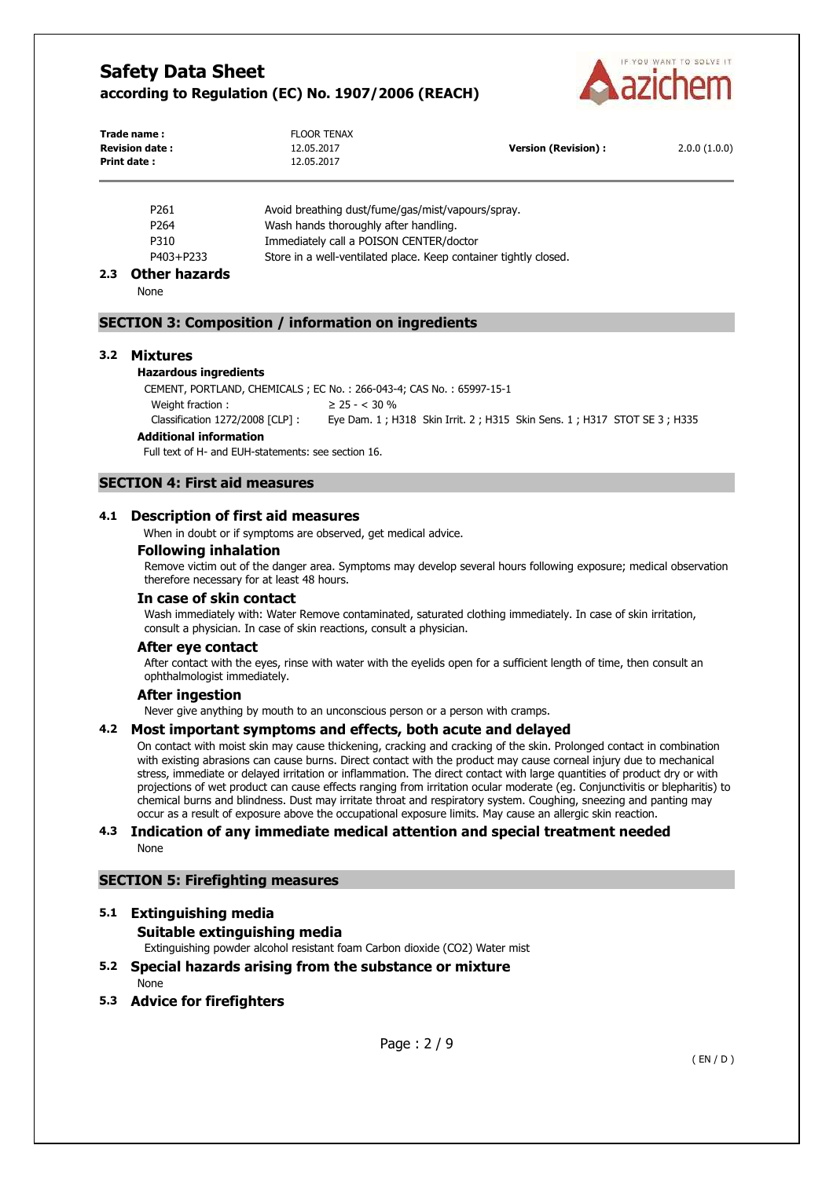| | |
|---|---|
| P261 | Avoid breathing dust/fume/gas/mist/vapours/spray. |
| P264 | Wash hands thoroughly after handling. |
| P310 | Immediately call a POISON CENTER/doctor |
| P403+P233 | Store in a well-ventilated place. Keep container tightly closed. |

### 2.3 Other hazards

None

## SECTION 3: Composition / information on ingredients

### 3.2 Mixtures

**Hazardous ingredients**

CEMENT, PORTLAND, CHEMICALS ; EC No. : 266-043-4; CAS No. : 65997-15-1

Weight fraction : ≥ 25 - < 30 %

Classification 1272/2008 [CLP] : Eye Dam. 1 ; H318 Skin Irrit. 2 ; H315 Skin Sens. 1 ; H317 STOT SE 3 ; H335

**Additional information**

Full text of H- and EUH-statements: see section 16.

## SECTION 4: First aid measures

### 4.1 Description of first aid measures

When in doubt or if symptoms are observed, get medical advice.

#### Following inhalation

Remove victim out of the danger area. Symptoms may develop several hours following exposure; medical observation therefore necessary for at least 48 hours.

#### In case of skin contact

Wash immediately with: Water Remove contaminated, saturated clothing immediately. In case of skin irritation, consult a physician. In case of skin reactions, consult a physician.

#### After eye contact

After contact with the eyes, rinse with water with the eyelids open for a sufficient length of time, then consult an ophthalmologist immediately.

#### After ingestion

Never give anything by mouth to an unconscious person or a person with cramps.

### 4.2 Most important symptoms and effects, both acute and delayed

On contact with moist skin may cause thickening, cracking and cracking of the skin. Prolonged contact in combination with existing abrasions can cause burns. Direct contact with the product may cause corneal injury due to mechanical stress, immediate or delayed irritation or inflammation. The direct contact with large quantities of product dry or with projections of wet product can cause effects ranging from irritation ocular moderate (eg. Conjunctivitis or blepharitis) to chemical burns and blindness. Dust may irritate throat and respiratory system. Coughing, sneezing and panting may occur as a result of exposure above the occupational exposure limits. May cause an allergic skin reaction.

### 4.3 Indication of any immediate medical attention and special treatment needed

None

## SECTION 5: Firefighting measures

### 5.1 Extinguishing media

#### Suitable extinguishing media

Extinguishing powder alcohol resistant foam Carbon dioxide ($CO_2$) Water mist

### 5.2 Special hazards arising from the substance or mixture

None

### 5.3 Advice for firefighters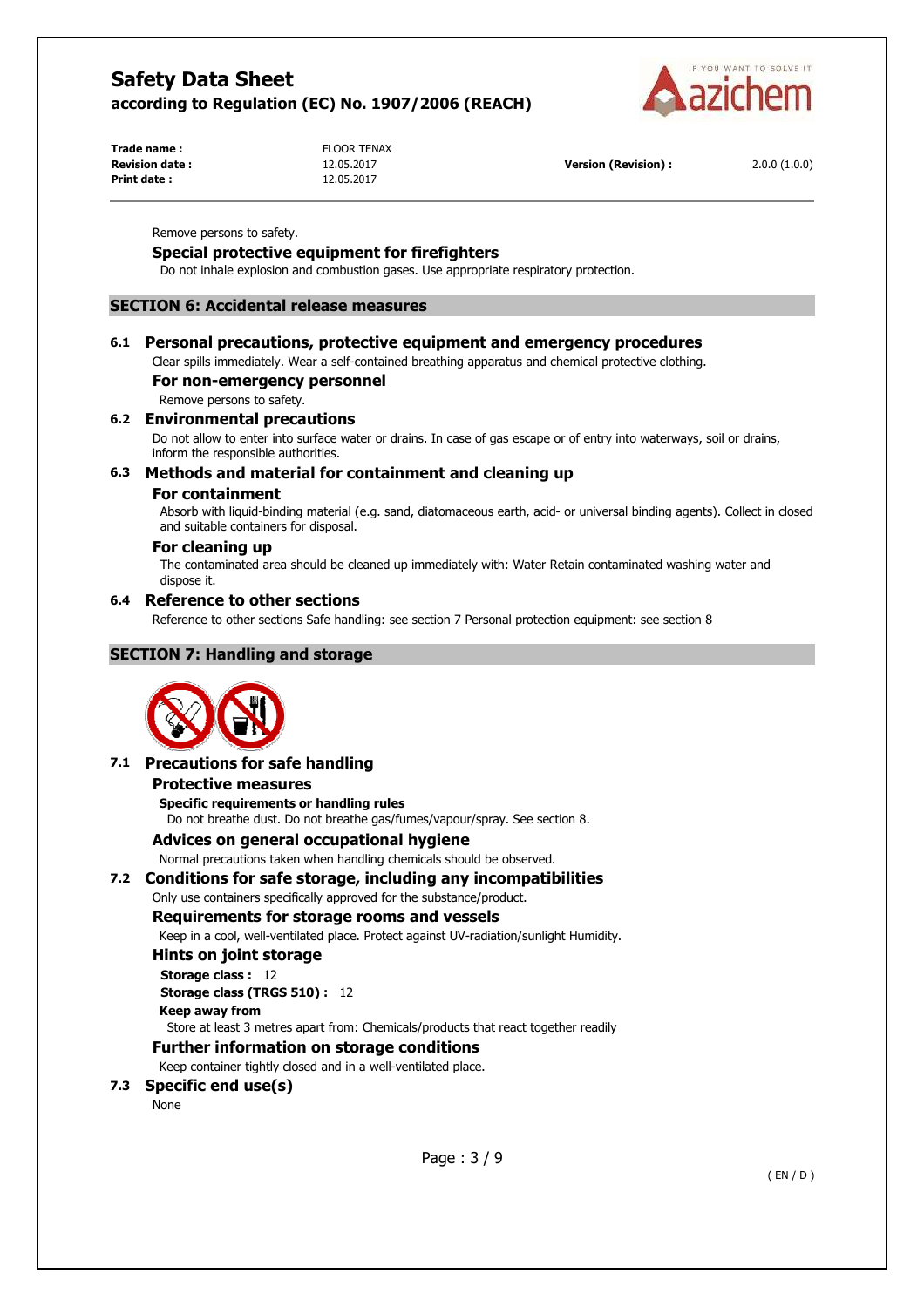Remove persons to safety.

### Special protective equipment for firefighters

Do not inhale explosion and combustion gases. Use appropriate respiratory protection.

## SECTION 6: Accidental release measures

### 6.1 Personal precautions, protective equipment and emergency procedures

Clear spills immediately. Wear a self-contained breathing apparatus and chemical protective clothing.

#### For non-emergency personnel

Remove persons to safety.

### 6.2 Environmental precautions

Do not allow to enter into surface water or drains. In case of gas escape or of entry into waterways, soil or drains, inform the responsible authorities.

### 6.3 Methods and material for containment and cleaning up

#### For containment

Absorb with liquid-binding material (e.g. sand, diatomaceous earth, acid- or universal binding agents). Collect in closed and suitable containers for disposal.

#### For cleaning up

The contaminated area should be cleaned up immediately with: Water Retain contaminated washing water and dispose it.

### 6.4 Reference to other sections

Reference to other sections Safe handling: see section 7 Personal protection equipment: see section 8

## SECTION 7: Handling and storage

### 7.1 Precautions for safe handling

#### Protective measures

**Specific requirements or handling rules**

Do not breathe dust. Do not breathe gas/fumes/vapour/spray. See section 8.

#### Advices on general occupational hygiene

Normal precautions taken when handling chemicals should be observed.

### 7.2 Conditions for safe storage, including any incompatibilities

Only use containers specifically approved for the substance/product.

#### Requirements for storage rooms and vessels

Keep in a cool, well-ventilated place. Protect against UV-radiation/sunlight Humidity.

#### Hints on joint storage

**Storage class :** 12

**Storage class (TRGS 510) :** 12

**Keep away from**

Store at least 3 metres apart from: Chemicals/products that react together readily

#### Further information on storage conditions

Keep container tightly closed and in a well-ventilated place.

### 7.3 Specific end use(s)

None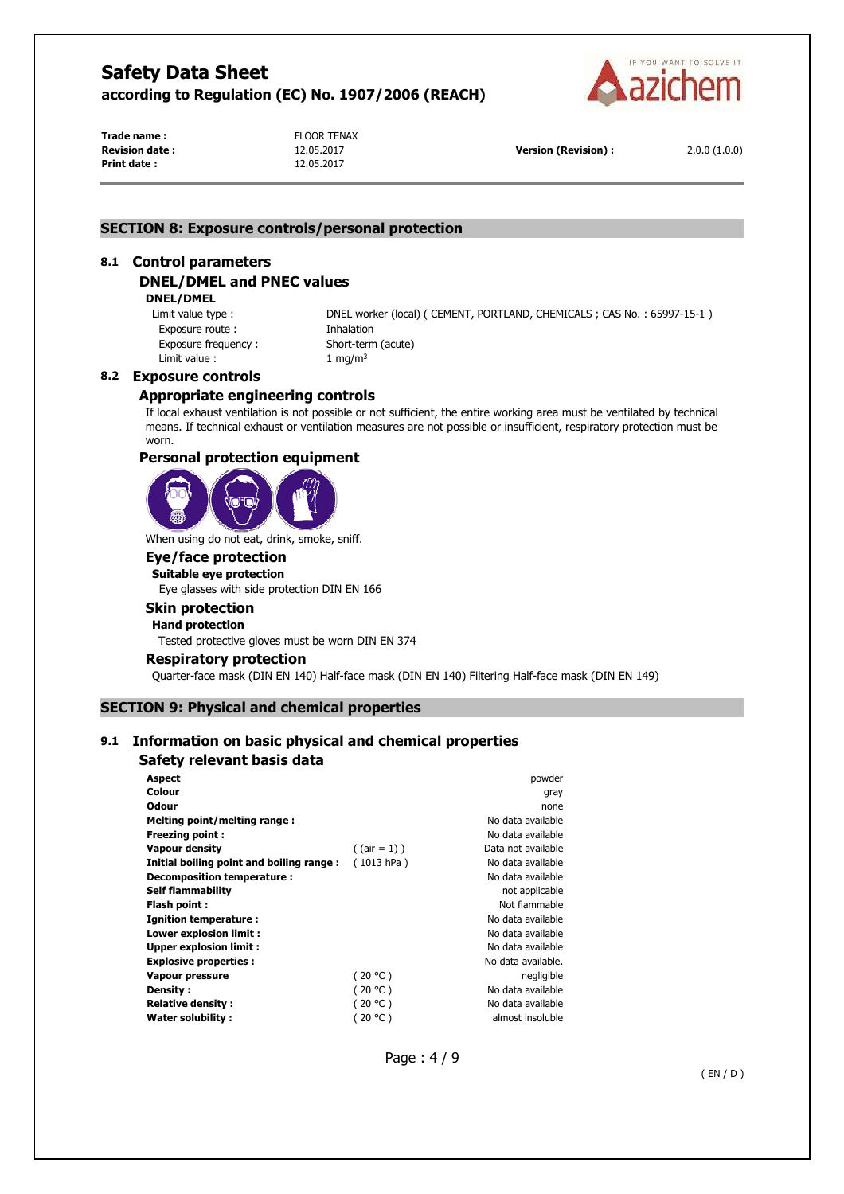## SECTION 8: Exposure controls/personal protection

### 8.1 Control parameters

#### DNEL/DMEL and PNEC values

**DNEL/DMEL**

| | |
|---|---|
| Limit value type : | DNEL worker (local) ( CEMENT, PORTLAND, CHEMICALS ; CAS No. : 65997-15-1 ) |
| Exposure route : | Inhalation |
| Exposure frequency : | Short-term (acute) |
| Limit value : | 1 mg/m³ |

### 8.2 Exposure controls

#### Appropriate engineering controls

If local exhaust ventilation is not possible or not sufficient, the entire working area must be ventilated by technical means. If technical exhaust or ventilation measures are not possible or insufficient, respiratory protection must be worn.

#### Personal protection equipment

When using do not eat, drink, smoke, sniff.

#### Eye/face protection

**Suitable eye protection**

Eye glasses with side protection DIN EN 166

#### Skin protection

**Hand protection**

Tested protective gloves must be worn DIN EN 374

#### Respiratory protection

Quarter-face mask (DIN EN 140) Half-face mask (DIN EN 140) Filtering Half-face mask (DIN EN 149)

## SECTION 9: Physical and chemical properties

### 9.1 Information on basic physical and chemical properties

#### Safety relevant basis data

| | | |
|---|---|---|
| **Aspect** | | powder |
| **Colour** | | gray |
| **Odour** | | none |
| **Melting point/melting range :** | | No data available |
| **Freezing point :** | | No data available |
| **Vapour density** | ( (air = 1) ) | Data not available |
| **Initial boiling point and boiling range :** | ( 1013 hPa ) | No data available |
| **Decomposition temperature :** | | No data available |
| **Self flammability** | | not applicable |
| **Flash point :** | | Not flammable |
| **Ignition temperature :** | | No data available |
| **Lower explosion limit :** | | No data available |
| **Upper explosion limit :** | | No data available |
| **Explosive properties :** | | No data available. |
| **Vapour pressure** | ( 20 °C ) | negligible |
| **Density :** | ( 20 °C ) | No data available |
| **Relative density :** | ( 20 °C ) | No data available |
| **Water solubility :** | ( 20 °C ) | almost insoluble |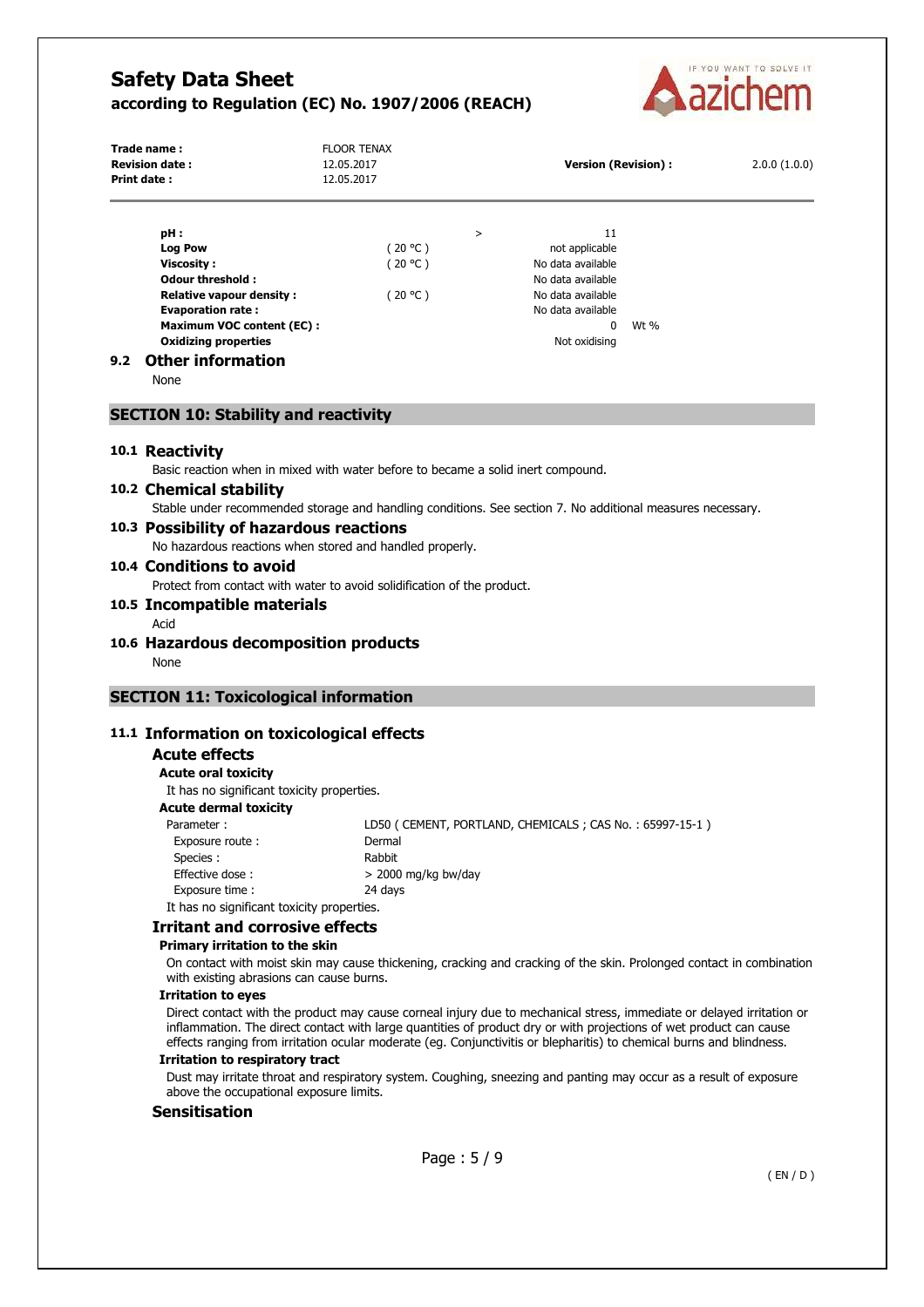| | | | | |
|---|---|---|---|---|
| **pH :** | | > | 11 | |
| **Log Pow** | ( 20 °C ) | | not applicable | |
| **Viscosity :** | ( 20 °C ) | | No data available | |
| **Odour threshold :** | | | No data available | |
| **Relative vapour density :** | ( 20 °C ) | | No data available | |
| **Evaporation rate :** | | | No data available | |
| **Maximum VOC content (EC) :** | | | 0 | Wt % |
| **Oxidizing properties** | | | Not oxidising | |

### 9.2 Other information

None

## SECTION 10: Stability and reactivity

### 10.1 Reactivity

Basic reaction when in mixed with water before to became a solid inert compound.

### 10.2 Chemical stability

Stable under recommended storage and handling conditions. See section 7. No additional measures necessary.

### 10.3 Possibility of hazardous reactions

No hazardous reactions when stored and handled properly.

### 10.4 Conditions to avoid

Protect from contact with water to avoid solidification of the product.

### 10.5 Incompatible materials

Acid

### 10.6 Hazardous decomposition products

None

## SECTION 11: Toxicological information

### 11.1 Information on toxicological effects

#### Acute effects

**Acute oral toxicity**

It has no significant toxicity properties.

**Acute dermal toxicity**

| | |
|---|---|
| Parameter : | LD50 ( CEMENT, PORTLAND, CHEMICALS ; CAS No. : 65997-15-1 ) |
| Exposure route : | Dermal |
| Species : | Rabbit |
| Effective dose : | > 2000 mg/kg bw/day |
| Exposure time : | 24 days |

It has no significant toxicity properties.

#### Irritant and corrosive effects

**Primary irritation to the skin**

On contact with moist skin may cause thickening, cracking and cracking of the skin. Prolonged contact in combination with existing abrasions can cause burns.

**Irritation to eyes**

Direct contact with the product may cause corneal injury due to mechanical stress, immediate or delayed irritation or inflammation. The direct contact with large quantities of product dry or with projections of wet product can cause effects ranging from irritation ocular moderate (eg. Conjunctivitis or blepharitis) to chemical burns and blindness.

**Irritation to respiratory tract**

Dust may irritate throat and respiratory system. Coughing, sneezing and panting may occur as a result of exposure above the occupational exposure limits.

#### Sensitisation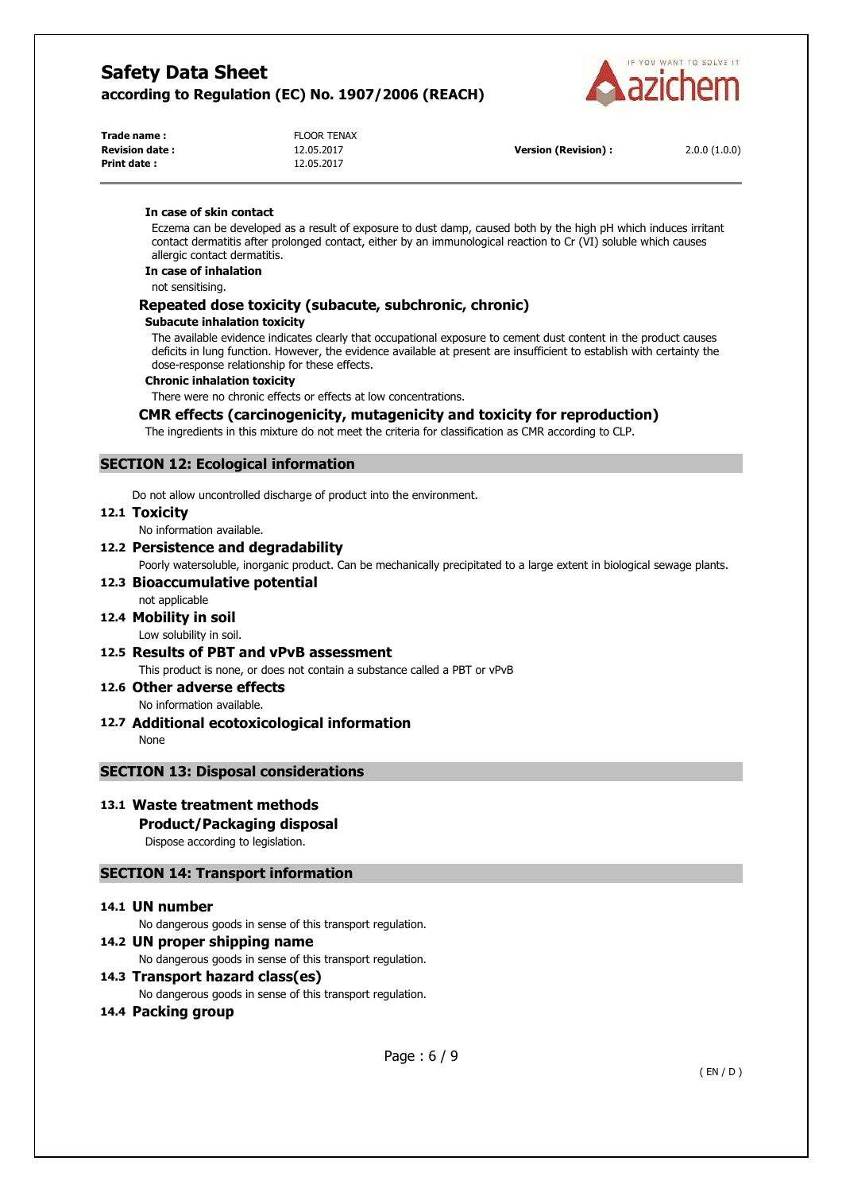#### In case of skin contact

Eczema can be developed as a result of exposure to dust damp, caused both by the high pH which induces irritant contact dermatitis after prolonged contact, either by an immunological reaction to Cr (VI) soluble which causes allergic contact dermatitis.

#### In case of inhalation

not sensitising.

### Repeated dose toxicity (subacute, subchronic, chronic)

#### Subacute inhalation toxicity

The available evidence indicates clearly that occupational exposure to cement dust content in the product causes deficits in lung function. However, the evidence available at present are insufficient to establish with certainty the dose-response relationship for these effects.

#### Chronic inhalation toxicity

There were no chronic effects or effects at low concentrations.

### CMR effects (carcinogenicity, mutagenicity and toxicity for reproduction)

The ingredients in this mixture do not meet the criteria for classification as CMR according to CLP.

## SECTION 12: Ecological information

Do not allow uncontrolled discharge of product into the environment.

### 12.1 Toxicity

No information available.

### 12.2 Persistence and degradability

Poorly watersoluble, inorganic product. Can be mechanically precipitated to a large extent in biological sewage plants.

### 12.3 Bioaccumulative potential

not applicable

### 12.4 Mobility in soil

Low solubility in soil.

### 12.5 Results of PBT and vPvB assessment

This product is none, or does not contain a substance called a PBT or vPvB

### 12.6 Other adverse effects

No information available.

### 12.7 Additional ecotoxicological information

None

## SECTION 13: Disposal considerations

### 13.1 Waste treatment methods

### Product/Packaging disposal

Dispose according to legislation.

## SECTION 14: Transport information

### 14.1 UN number

No dangerous goods in sense of this transport regulation.

### 14.2 UN proper shipping name

No dangerous goods in sense of this transport regulation.

### 14.3 Transport hazard class(es)

No dangerous goods in sense of this transport regulation.

### 14.4 Packing group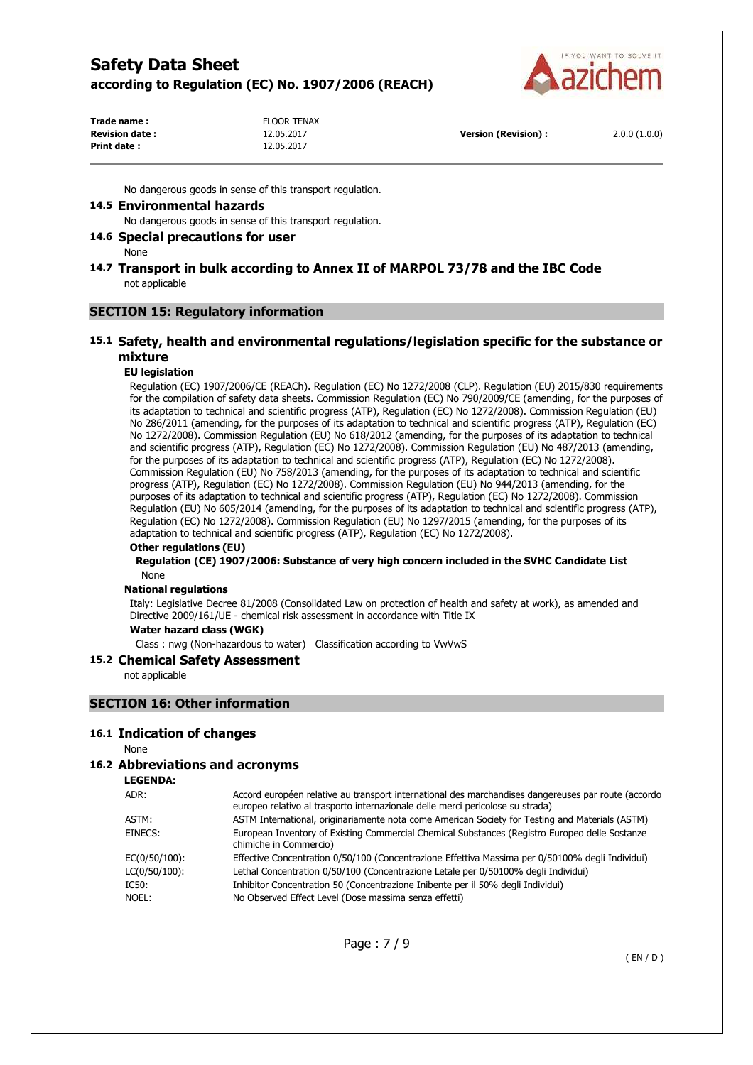No dangerous goods in sense of this transport regulation.

### 14.5 Environmental hazards

No dangerous goods in sense of this transport regulation.

### 14.6 Special precautions for user

None

### 14.7 Transport in bulk according to Annex II of MARPOL 73/78 and the IBC Code

not applicable

## SECTION 15: Regulatory information

### 15.1 Safety, health and environmental regulations/legislation specific for the substance or mixture

**EU legislation**

Regulation (EC) 1907/2006/CE (REACh). Regulation (EC) No 1272/2008 (CLP). Regulation (EU) 2015/830 requirements for the compilation of safety data sheets. Commission Regulation (EC) No 790/2009/CE (amending, for the purposes of its adaptation to technical and scientific progress (ATP), Regulation (EC) No 1272/2008). Commission Regulation (EU) No 286/2011 (amending, for the purposes of its adaptation to technical and scientific progress (ATP), Regulation (EC) No 1272/2008). Commission Regulation (EU) No 618/2012 (amending, for the purposes of its adaptation to technical and scientific progress (ATP), Regulation (EC) No 1272/2008). Commission Regulation (EU) No 487/2013 (amending, for the purposes of its adaptation to technical and scientific progress (ATP), Regulation (EC) No 1272/2008). Commission Regulation (EU) No 758/2013 (amending, for the purposes of its adaptation to technical and scientific progress (ATP), Regulation (EC) No 1272/2008). Commission Regulation (EU) No 944/2013 (amending, for the purposes of its adaptation to technical and scientific progress (ATP), Regulation (EC) No 1272/2008). Commission Regulation (EU) No 605/2014 (amending, for the purposes of its adaptation to technical and scientific progress (ATP), Regulation (EC) No 1272/2008). Commission Regulation (EU) No 1297/2015 (amending, for the purposes of its adaptation to technical and scientific progress (ATP), Regulation (EC) No 1272/2008).

**Other regulations (EU)**

**Regulation (CE) 1907/2006: Substance of very high concern included in the SVHC Candidate List**

None

**National regulations**

Italy: Legislative Decree 81/2008 (Consolidated Law on protection of health and safety at work), as amended and Directive 2009/161/UE - chemical risk assessment in accordance with Title IX

**Water hazard class (WGK)**

Class : nwg (Non-hazardous to water)   Classification according to VwVwS

### 15.2 Chemical Safety Assessment

not applicable

## SECTION 16: Other information

### 16.1 Indication of changes

None

### 16.2 Abbreviations and acronyms

**LEGENDA:**

| | |
|---|---|
| ADR: | Accord européen relative au transport international des marchandises dangereuses par route (accordo europeo relativo al trasporto internazionale delle merci pericolose su strada) |
| ASTM: | ASTM International, originariamente nota come American Society for Testing and Materials (ASTM) |
| EINECS: | European Inventory of Existing Commercial Chemical Substances (Registro Europeo delle Sostanze chimiche in Commercio) |
| EC(0/50/100): | Effective Concentration 0/50/100 (Concentrazione Effettiva Massima per 0/50100% degli Individui) |
| LC(0/50/100): | Lethal Concentration 0/50/100 (Concentrazione Letale per 0/50100% degli Individui) |
| IC50: | Inhibitor Concentration 50 (Concentrazione Inibente per il 50% degli Individui) |
| NOEL: | No Observed Effect Level (Dose massima senza effetti) |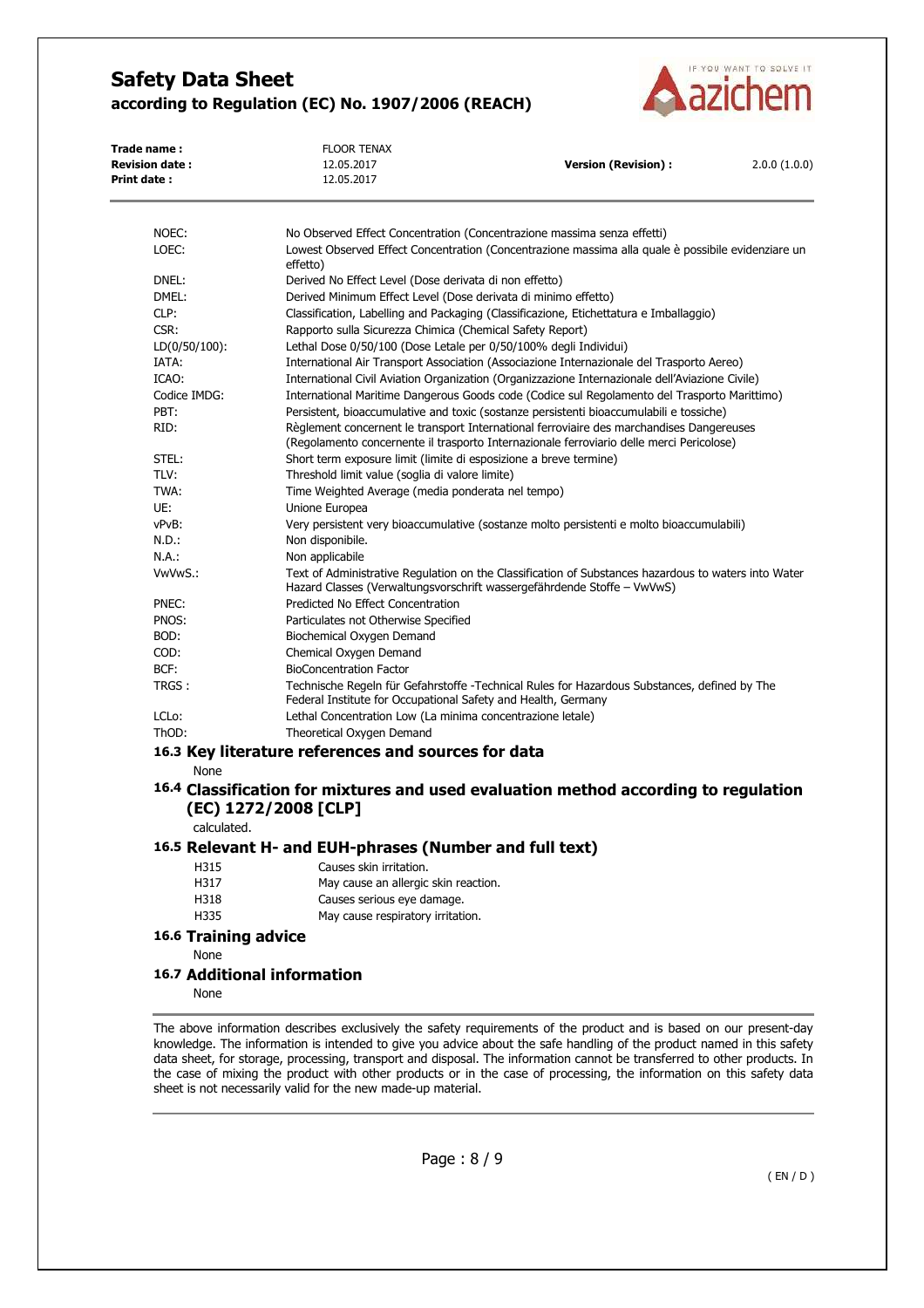| | |
|---|---|
| NOEC: | No Observed Effect Concentration (Concentrazione massima senza effetti) |
| LOEC: | Lowest Observed Effect Concentration (Concentrazione massima alla quale è possibile evidenziare un effetto) |
| DNEL: | Derived No Effect Level (Dose derivata di non effetto) |
| DMEL: | Derived Minimum Effect Level (Dose derivata di minimo effetto) |
| CLP: | Classification, Labelling and Packaging (Classificazione, Etichettatura e Imballaggio) |
| CSR: | Rapporto sulla Sicurezza Chimica (Chemical Safety Report) |
| LD(0/50/100): | Lethal Dose 0/50/100 (Dose Letale per 0/50/100% degli Individui) |
| IATA: | International Air Transport Association (Associazione Internazionale del Trasporto Aereo) |
| ICAO: | International Civil Aviation Organization (Organizzazione Internazionale dell'Aviazione Civile) |
| Codice IMDG: | International Maritime Dangerous Goods code (Codice sul Regolamento del Trasporto Marittimo) |
| PBT: | Persistent, bioaccumulative and toxic (sostanze persistenti bioaccumulabili e tossiche) |
| RID: | Règlement concernent le transport International ferroviaire des marchandises Dangereuses (Regolamento concernente il trasporto Internazionale ferroviario delle merci Pericolose) |
| STEL: | Short term exposure limit (limite di esposizione a breve termine) |
| TLV: | Threshold limit value (soglia di valore limite) |
| TWA: | Time Weighted Average (media ponderata nel tempo) |
| UE: | Unione Europea |
| vPvB: | Very persistent very bioaccumulative (sostanze molto persistenti e molto bioaccumulabili) |
| N.D.: | Non disponibile. |
| N.A.: | Non applicabile |
| VwVwS.: | Text of Administrative Regulation on the Classification of Substances hazardous to waters into Water Hazard Classes (Verwaltungsvorschrift wassergefährdende Stoffe – VwVwS) |
| PNEC: | Predicted No Effect Concentration |
| PNOS: | Particulates not Otherwise Specified |
| BOD: | Biochemical Oxygen Demand |
| COD: | Chemical Oxygen Demand |
| BCF: | BioConcentration Factor |
| TRGS : | Technische Regeln für Gefahrstoffe -Technical Rules for Hazardous Substances, defined by The Federal Institute for Occupational Safety and Health, Germany |
| LCLo: | Lethal Concentration Low (La minima concentrazione letale) |
| ThOD: | Theoretical Oxygen Demand |

## 16.3 Key literature references and sources for data

None

## 16.4 Classification for mixtures and used evaluation method according to regulation (EC) 1272/2008 [CLP]

calculated.

## 16.5 Relevant H- and EUH-phrases (Number and full text)

| | |
|---|---|
| H315 | Causes skin irritation. |
| H317 | May cause an allergic skin reaction. |
| H318 | Causes serious eye damage. |
| H335 | May cause respiratory irritation. |

## 16.6 Training advice

None

## 16.7 Additional information

None

The above information describes exclusively the safety requirements of the product and is based on our present-day knowledge. The information is intended to give you advice about the safe handling of the product named in this safety data sheet, for storage, processing, transport and disposal. The information cannot be transferred to other products. In the case of mixing the product with other products or in the case of processing, the information on this safety data sheet is not necessarily valid for the new made-up material.